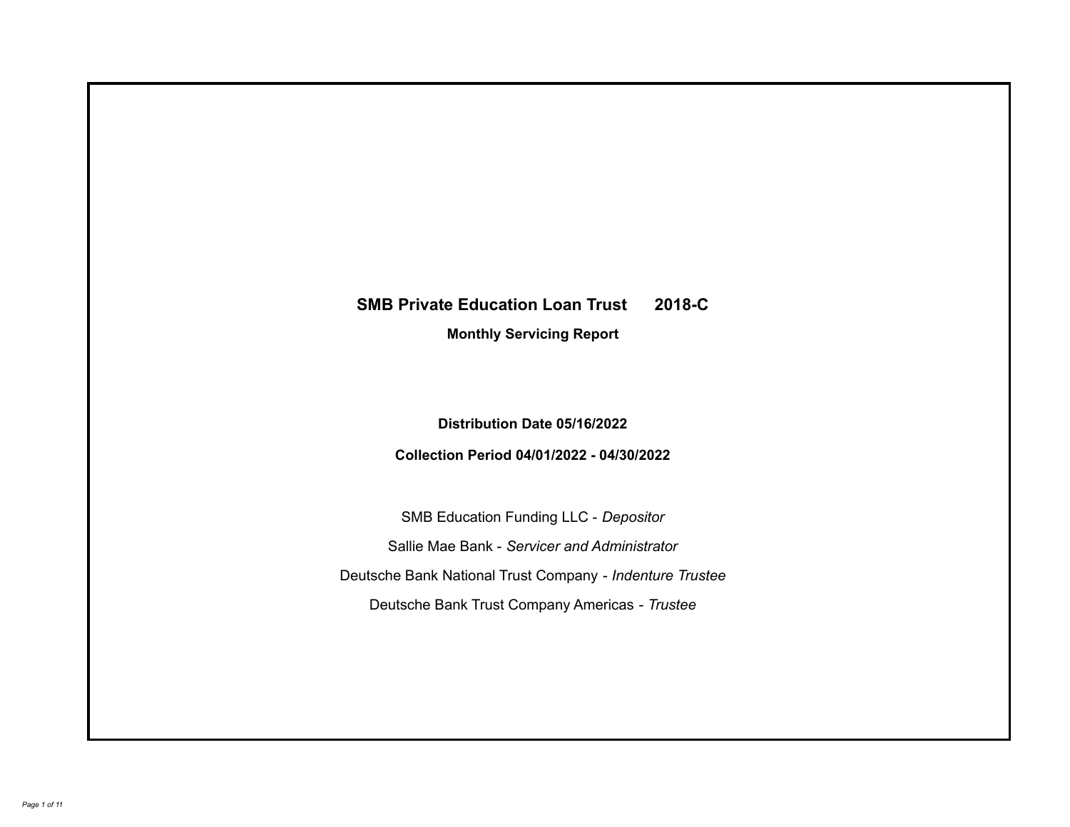# SMB Private Education Loan Trust 2018-C

**Monthly Servicing Report**

**Distribution Date 05/16/2022**

**Collection Period 04/01/2022 - 04/30/2022**

SMB Education Funding LLC - *Depositor*

Sallie Mae Bank - *Servicer and Administrator*

Deutsche Bank National Trust Company - *Indenture Trustee*

Deutsche Bank Trust Company Americas - *Trustee*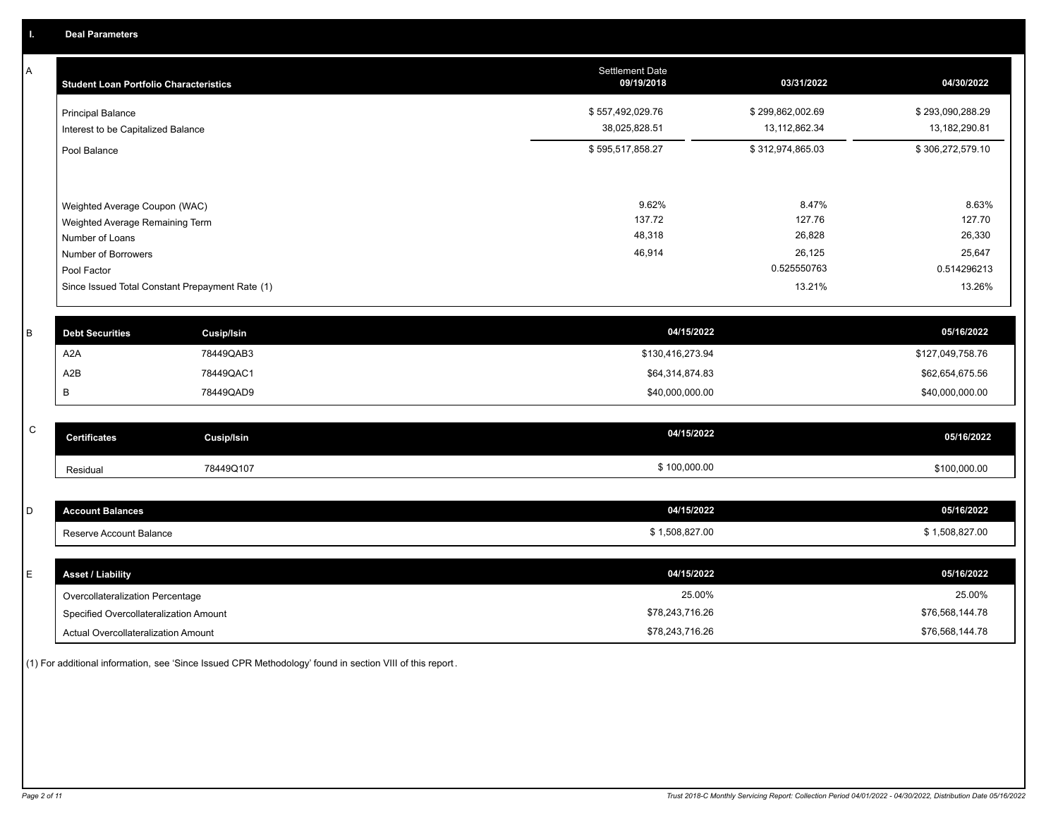## I. Deal Parameters

### A

| Student Loan Portfolio Characteristics | Settlement Date 09/19/2018 | 03/31/2022 | 04/30/2022 |
|---|---|---|---|
| Principal Balance | $ 557,492,029.76 | $ 299,862,002.69 | $ 293,090,288.29 |
| Interest to be Capitalized Balance | 38,025,828.51 | 13,112,862.34 | 13,182,290.81 |
| Pool Balance | $ 595,517,858.27 | $ 312,974,865.03 | $ 306,272,579.10 |
| Weighted Average Coupon (WAC) | 9.62% | 8.47% | 8.63% |
| Weighted Average Remaining Term | 137.72 | 127.76 | 127.70 |
| Number of Loans | 48,318 | 26,828 | 26,330 |
| Number of Borrowers | 46,914 | 26,125 | 25,647 |
| Pool Factor | | 0.525550763 | 0.514296213 |
| Since Issued Total Constant Prepayment Rate (1) | | 13.21% | 13.26% |

### B

| Debt Securities | Cusip/Isin | 04/15/2022 | 05/16/2022 |
|---|---|---|---|
| A2A | 78449QAB3 | $130,416,273.94 | $127,049,758.76 |
| A2B | 78449QAC1 | $64,314,874.83 | $62,654,675.56 |
| B | 78449QAD9 | $40,000,000.00 | $40,000,000.00 |

### C

| Certificates | Cusip/Isin | 04/15/2022 | 05/16/2022 |
|---|---|---|---|
| Residual | 78449Q107 | $ 100,000.00 | $100,000.00 |

### D

| Account Balances | 04/15/2022 | 05/16/2022 |
|---|---|---|
| Reserve Account Balance | $ 1,508,827.00 | $ 1,508,827.00 |

### E

| Asset / Liability | 04/15/2022 | 05/16/2022 |
|---|---|---|
| Overcollateralization Percentage | 25.00% | 25.00% |
| Specified Overcollateralization Amount | $78,243,716.26 | $76,568,144.78 |
| Actual Overcollateralization Amount | $78,243,716.26 | $76,568,144.78 |

(1) For additional information, see 'Since Issued CPR Methodology' found in section VIII of this report.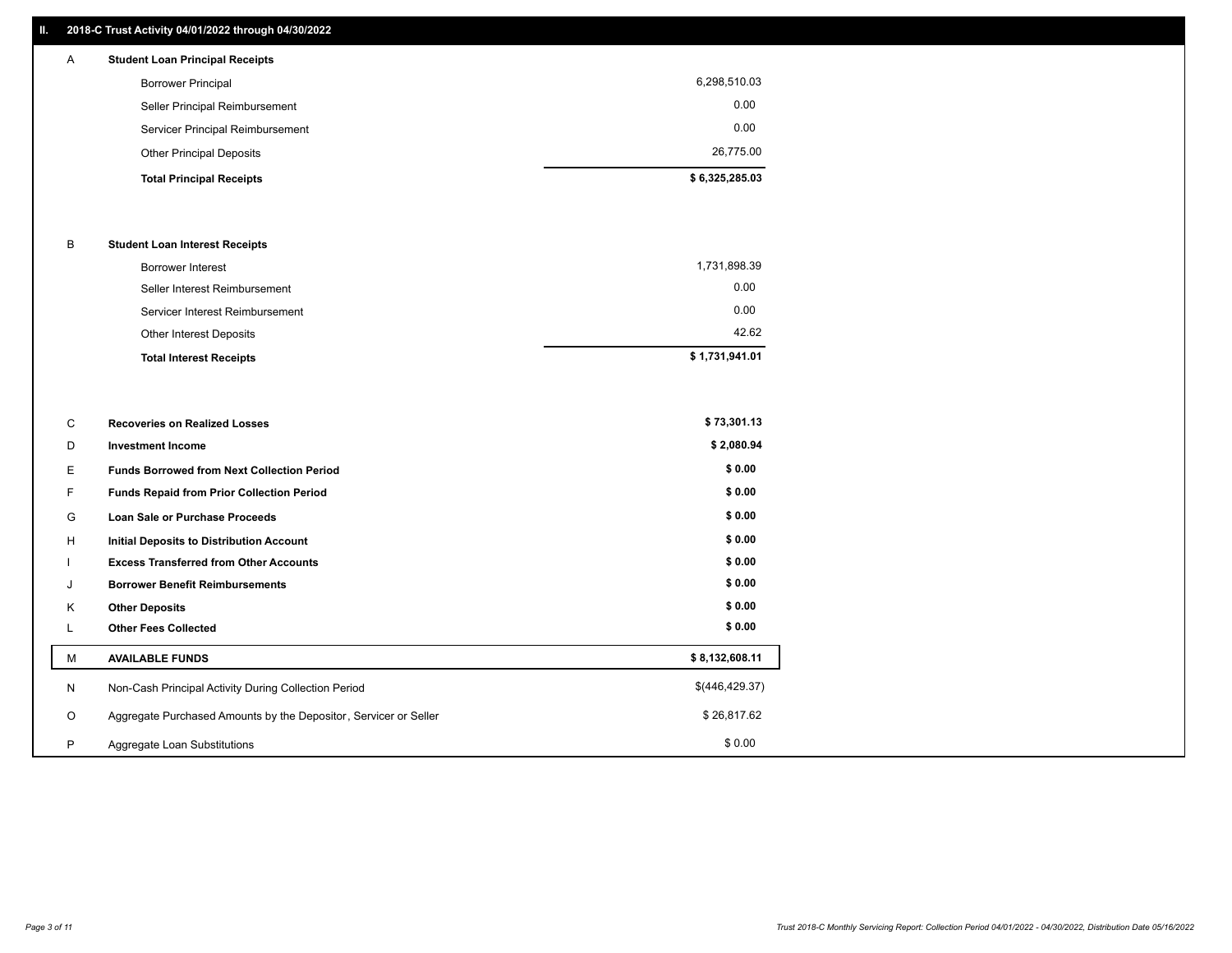## II. 2018-C Trust Activity 04/01/2022 through 04/30/2022

| | | |
|---|---|---|
| A | **Student Loan Principal Receipts** | |
| | Borrower Principal | 6,298,510.03 |
| | Seller Principal Reimbursement | 0.00 |
| | Servicer Principal Reimbursement | 0.00 |
| | Other Principal Deposits | 26,775.00 |
| | **Total Principal Receipts** | **$ 6,325,285.03** |
| B | **Student Loan Interest Receipts** | |
| | Borrower Interest | 1,731,898.39 |
| | Seller Interest Reimbursement | 0.00 |
| | Servicer Interest Reimbursement | 0.00 |
| | Other Interest Deposits | 42.62 |
| | **Total Interest Receipts** | **$ 1,731,941.01** |
| C | **Recoveries on Realized Losses** | **$ 73,301.13** |
| D | **Investment Income** | **$ 2,080.94** |
| E | **Funds Borrowed from Next Collection Period** | **$ 0.00** |
| F | **Funds Repaid from Prior Collection Period** | **$ 0.00** |
| G | **Loan Sale or Purchase Proceeds** | **$ 0.00** |
| H | **Initial Deposits to Distribution Account** | **$ 0.00** |
| I | **Excess Transferred from Other Accounts** | **$ 0.00** |
| J | **Borrower Benefit Reimbursements** | **$ 0.00** |
| K | **Other Deposits** | **$ 0.00** |
| L | **Other Fees Collected** | **$ 0.00** |
| M | **AVAILABLE FUNDS** | **$ 8,132,608.11** |
| N | Non-Cash Principal Activity During Collection Period | $(446,429.37) |
| O | Aggregate Purchased Amounts by the Depositor, Servicer or Seller | $ 26,817.62 |
| P | Aggregate Loan Substitutions | $ 0.00 |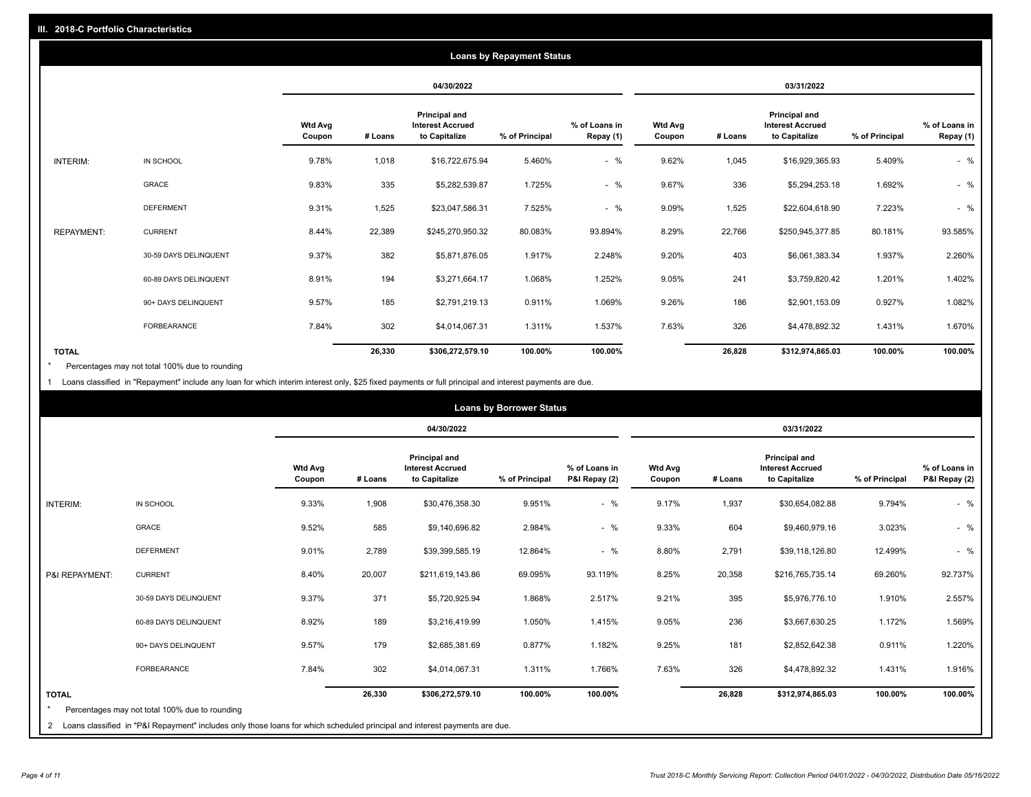## III. 2018-C Portfolio Characteristics

### Loans by Repayment Status

| | | 04/30/2022 | | | | | 03/31/2022 | | | | |
|---|---|---|---|---|---|---|---|---|---|---|---|
| | | Wtd Avg Coupon | # Loans | Principal and Interest Accrued to Capitalize | % of Principal | % of Loans in Repay (1) | Wtd Avg Coupon | # Loans | Principal and Interest Accrued to Capitalize | % of Principal | % of Loans in Repay (1) |
| INTERIM: | IN SCHOOL | 9.78% | 1,018 | $16,722,675.94 | 5.460% | - % | 9.62% | 1,045 | $16,929,365.93 | 5.409% | - % |
| | GRACE | 9.83% | 335 | $5,282,539.87 | 1.725% | - % | 9.67% | 336 | $5,294,253.18 | 1.692% | - % |
| | DEFERMENT | 9.31% | 1,525 | $23,047,586.31 | 7.525% | - % | 9.09% | 1,525 | $22,604,618.90 | 7.223% | - % |
| REPAYMENT: | CURRENT | 8.44% | 22,389 | $245,270,950.32 | 80.083% | 93.894% | 8.29% | 22,766 | $250,945,377.85 | 80.181% | 93.585% |
| | 30-59 DAYS DELINQUENT | 9.37% | 382 | $5,871,876.05 | 1.917% | 2.248% | 9.20% | 403 | $6,061,383.34 | 1.937% | 2.260% |
| | 60-89 DAYS DELINQUENT | 8.91% | 194 | $3,271,664.17 | 1.068% | 1.252% | 9.05% | 241 | $3,759,820.42 | 1.201% | 1.402% |
| | 90+ DAYS DELINQUENT | 9.57% | 185 | $2,791,219.13 | 0.911% | 1.069% | 9.26% | 186 | $2,901,153.09 | 0.927% | 1.082% |
| | FORBEARANCE | 7.84% | 302 | $4,014,067.31 | 1.311% | 1.537% | 7.63% | 326 | $4,478,892.32 | 1.431% | 1.670% |
| **TOTAL** | | | **26,330** | **$306,272,579.10** | **100.00%** | **100.00%** | | **26,828** | **$312,974,865.03** | **100.00%** | **100.00%** |

\* Percentages may not total 100% due to rounding

1 Loans classified in "Repayment" include any loan for which interim interest only, $25 fixed payments or full principal and interest payments are due.

### Loans by Borrower Status

| | | 04/30/2022 | | | | | 03/31/2022 | | | | |
|---|---|---|---|---|---|---|---|---|---|---|---|
| | | Wtd Avg Coupon | # Loans | Principal and Interest Accrued to Capitalize | % of Principal | % of Loans in P&I Repay (2) | Wtd Avg Coupon | # Loans | Principal and Interest Accrued to Capitalize | % of Principal | % of Loans in P&I Repay (2) |
| INTERIM: | IN SCHOOL | 9.33% | 1,908 | $30,476,358.30 | 9.951% | - % | 9.17% | 1,937 | $30,654,082.88 | 9.794% | - % |
| | GRACE | 9.52% | 585 | $9,140,696.82 | 2.984% | - % | 9.33% | 604 | $9,460,979.16 | 3.023% | - % |
| | DEFERMENT | 9.01% | 2,789 | $39,399,585.19 | 12.864% | - % | 8.80% | 2,791 | $39,118,126.80 | 12.499% | - % |
| P&I REPAYMENT: | CURRENT | 8.40% | 20,007 | $211,619,143.86 | 69.095% | 93.119% | 8.25% | 20,358 | $216,765,735.14 | 69.260% | 92.737% |
| | 30-59 DAYS DELINQUENT | 9.37% | 371 | $5,720,925.94 | 1.868% | 2.517% | 9.21% | 395 | $5,976,776.10 | 1.910% | 2.557% |
| | 60-89 DAYS DELINQUENT | 8.92% | 189 | $3,216,419.99 | 1.050% | 1.415% | 9.05% | 236 | $3,667,630.25 | 1.172% | 1.569% |
| | 90+ DAYS DELINQUENT | 9.57% | 179 | $2,685,381.69 | 0.877% | 1.182% | 9.25% | 181 | $2,852,642.38 | 0.911% | 1.220% |
| | FORBEARANCE | 7.84% | 302 | $4,014,067.31 | 1.311% | 1.766% | 7.63% | 326 | $4,478,892.32 | 1.431% | 1.916% |
| **TOTAL** | | | **26,330** | **$306,272,579.10** | **100.00%** | **100.00%** | | **26,828** | **$312,974,865.03** | **100.00%** | **100.00%** |

\* Percentages may not total 100% due to rounding

2 Loans classified in "P&I Repayment" includes only those loans for which scheduled principal and interest payments are due.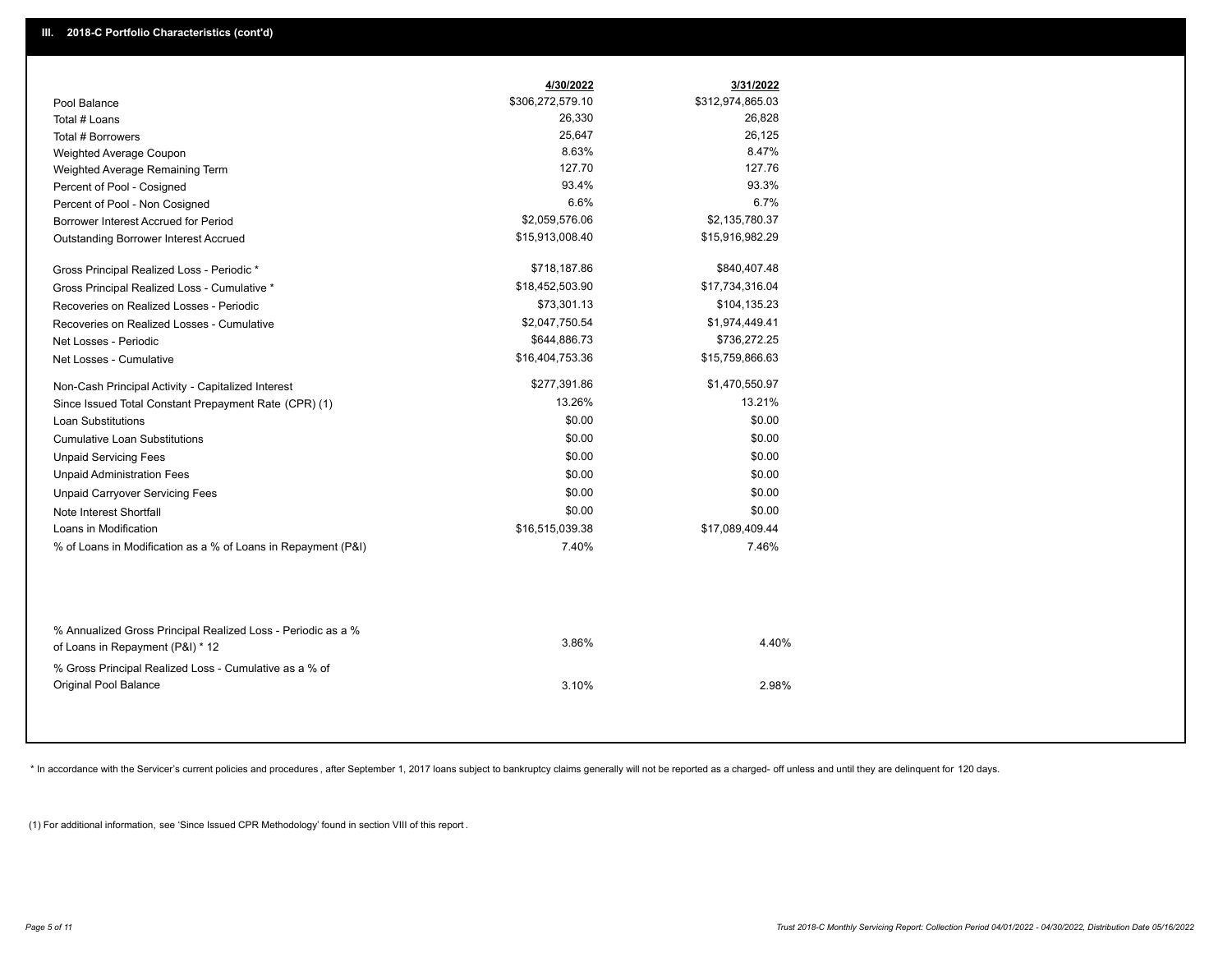## III. 2018-C Portfolio Characteristics (cont'd)

| | 4/30/2022 | 3/31/2022 |
|---|---|---|
| Pool Balance | $306,272,579.10 | $312,974,865.03 |
| Total # Loans | 26,330 | 26,828 |
| Total # Borrowers | 25,647 | 26,125 |
| Weighted Average Coupon | 8.63% | 8.47% |
| Weighted Average Remaining Term | 127.70 | 127.76 |
| Percent of Pool - Cosigned | 93.4% | 93.3% |
| Percent of Pool - Non Cosigned | 6.6% | 6.7% |
| Borrower Interest Accrued for Period | $2,059,576.06 | $2,135,780.37 |
| Outstanding Borrower Interest Accrued | $15,913,008.40 | $15,916,982.29 |
| Gross Principal Realized Loss - Periodic * | $718,187.86 | $840,407.48 |
| Gross Principal Realized Loss - Cumulative * | $18,452,503.90 | $17,734,316.04 |
| Recoveries on Realized Losses - Periodic | $73,301.13 | $104,135.23 |
| Recoveries on Realized Losses - Cumulative | $2,047,750.54 | $1,974,449.41 |
| Net Losses - Periodic | $644,886.73 | $736,272.25 |
| Net Losses - Cumulative | $16,404,753.36 | $15,759,866.63 |
| Non-Cash Principal Activity - Capitalized Interest | $277,391.86 | $1,470,550.97 |
| Since Issued Total Constant Prepayment Rate (CPR) (1) | 13.26% | 13.21% |
| Loan Substitutions | $0.00 | $0.00 |
| Cumulative Loan Substitutions | $0.00 | $0.00 |
| Unpaid Servicing Fees | $0.00 | $0.00 |
| Unpaid Administration Fees | $0.00 | $0.00 |
| Unpaid Carryover Servicing Fees | $0.00 | $0.00 |
| Note Interest Shortfall | $0.00 | $0.00 |
| Loans in Modification | $16,515,039.38 | $17,089,409.44 |
| % of Loans in Modification as a % of Loans in Repayment (P&I) | 7.40% | 7.46% |
| % Annualized Gross Principal Realized Loss - Periodic as a % of Loans in Repayment (P&I) * 12 | 3.86% | 4.40% |
| % Gross Principal Realized Loss - Cumulative as a % of Original Pool Balance | 3.10% | 2.98% |

* In accordance with the Servicer's current policies and procedures, after September 1, 2017 loans subject to bankruptcy claims generally will not be reported as a charged- off unless and until they are delinquent for 120 days.

(1) For additional information, see 'Since Issued CPR Methodology' found in section VIII of this report .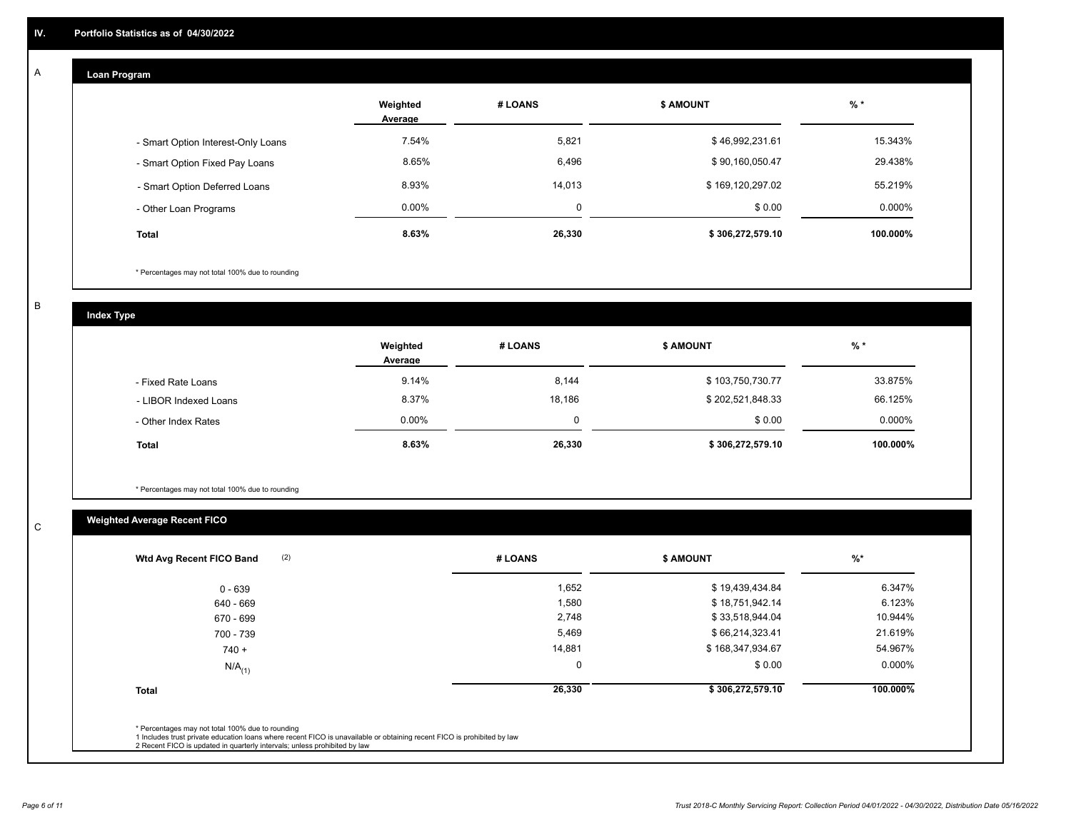## IV. Portfolio Statistics as of 04/30/2022

### A Loan Program

| | Weighted Average | # LOANS | $ AMOUNT | % * |
|---|---|---|---|---|
| - Smart Option Interest-Only Loans | 7.54% | 5,821 | $ 46,992,231.61 | 15.343% |
| - Smart Option Fixed Pay Loans | 8.65% | 6,496 | $ 90,160,050.47 | 29.438% |
| - Smart Option Deferred Loans | 8.93% | 14,013 | $ 169,120,297.02 | 55.219% |
| - Other Loan Programs | 0.00% | 0 | $ 0.00 | 0.000% |
| **Total** | **8.63%** | **26,330** | **$ 306,272,579.10** | **100.000%** |

\* Percentages may not total 100% due to rounding

### B Index Type

| | Weighted Average | # LOANS | $ AMOUNT | % * |
|---|---|---|---|---|
| - Fixed Rate Loans | 9.14% | 8,144 | $ 103,750,730.77 | 33.875% |
| - LIBOR Indexed Loans | 8.37% | 18,186 | $ 202,521,848.33 | 66.125% |
| - Other Index Rates | 0.00% | 0 | $ 0.00 | 0.000% |
| **Total** | **8.63%** | **26,330** | **$ 306,272,579.10** | **100.000%** |

\* Percentages may not total 100% due to rounding

### C Weighted Average Recent FICO

| Wtd Avg Recent FICO Band (2) | # LOANS | $ AMOUNT | %* |
|---|---|---|---|
| 0 - 639 | 1,652 | $ 19,439,434.84 | 6.347% |
| 640 - 669 | 1,580 | $ 18,751,942.14 | 6.123% |
| 670 - 699 | 2,748 | $ 33,518,944.04 | 10.944% |
| 700 - 739 | 5,469 | $ 66,214,323.41 | 21.619% |
| 740 + | 14,881 | $ 168,347,934.67 | 54.967% |
| N/A (1) | 0 | $ 0.00 | 0.000% |
| **Total** | **26,330** | **$ 306,272,579.10** | **100.000%** |

\* Percentages may not total 100% due to rounding
1 Includes trust private education loans where recent FICO is unavailable or obtaining recent FICO is prohibited by law
2 Recent FICO is updated in quarterly intervals; unless prohibited by law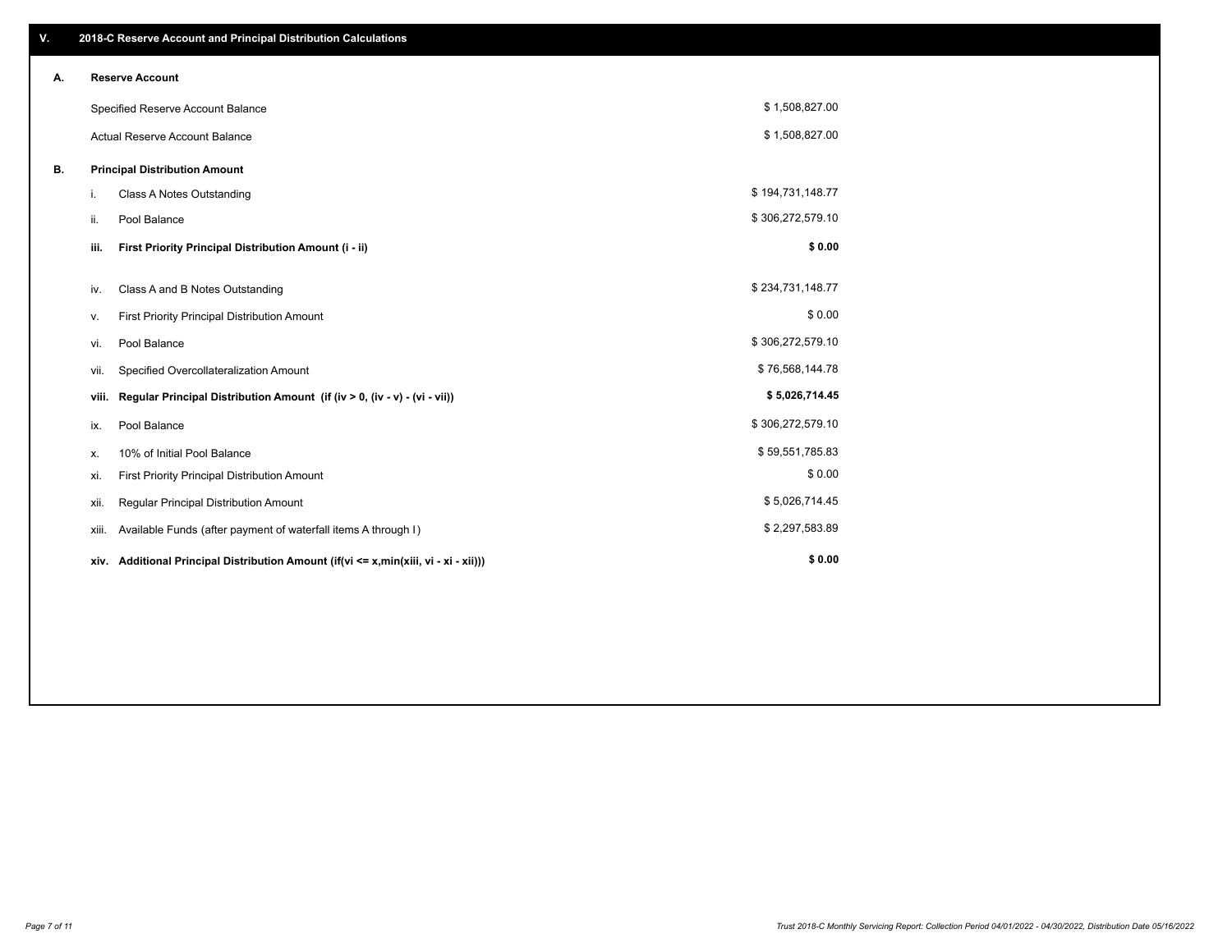## V. 2018-C Reserve Account and Principal Distribution Calculations

### A. Reserve Account

| | |
|---|---|
| Specified Reserve Account Balance | $ 1,508,827.00 |
| Actual Reserve Account Balance | $ 1,508,827.00 |

### B. Principal Distribution Amount

| | | |
|---|---|---|
| i. | Class A Notes Outstanding | $ 194,731,148.77 |
| ii. | Pool Balance | $ 306,272,579.10 |
| **iii.** | **First Priority Principal Distribution Amount (i - ii)** | **$ 0.00** |
| iv. | Class A and B Notes Outstanding | $ 234,731,148.77 |
| v. | First Priority Principal Distribution Amount | $ 0.00 |
| vi. | Pool Balance | $ 306,272,579.10 |
| vii. | Specified Overcollateralization Amount | $ 76,568,144.78 |
| **viii.** | **Regular Principal Distribution Amount (if (iv > 0, (iv - v) - (vi - vii))** | **$ 5,026,714.45** |
| ix. | Pool Balance | $ 306,272,579.10 |
| x. | 10% of Initial Pool Balance | $ 59,551,785.83 |
| xi. | First Priority Principal Distribution Amount | $ 0.00 |
| xii. | Regular Principal Distribution Amount | $ 5,026,714.45 |
| xiii. | Available Funds (after payment of waterfall items A through I) | $ 2,297,583.89 |
| **xiv.** | **Additional Principal Distribution Amount (if(vi <= x,min(xiii, vi - xi - xii)))** | **$ 0.00** |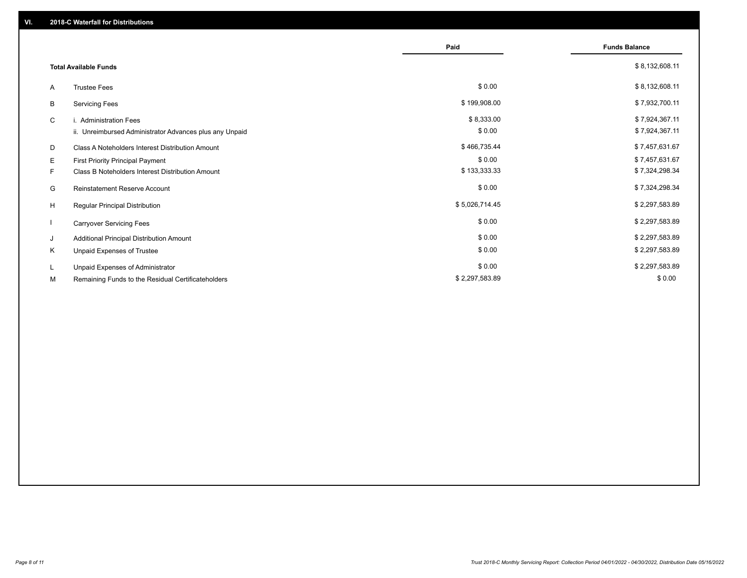## VI. 2018-C Waterfall for Distributions

| | | Paid | Funds Balance |
|---|---|---|---|
| | **Total Available Funds** | | $ 8,132,608.11 |
| A | Trustee Fees | $ 0.00 | $ 8,132,608.11 |
| B | Servicing Fees | $ 199,908.00 | $ 7,932,700.11 |
| C | i. Administration Fees | $ 8,333.00 | $ 7,924,367.11 |
| | ii. Unreimbursed Administrator Advances plus any Unpaid | $ 0.00 | $ 7,924,367.11 |
| D | Class A Noteholders Interest Distribution Amount | $ 466,735.44 | $ 7,457,631.67 |
| E | First Priority Principal Payment | $ 0.00 | $ 7,457,631.67 |
| F | Class B Noteholders Interest Distribution Amount | $ 133,333.33 | $ 7,324,298.34 |
| G | Reinstatement Reserve Account | $ 0.00 | $ 7,324,298.34 |
| H | Regular Principal Distribution | $ 5,026,714.45 | $ 2,297,583.89 |
| I | Carryover Servicing Fees | $ 0.00 | $ 2,297,583.89 |
| J | Additional Principal Distribution Amount | $ 0.00 | $ 2,297,583.89 |
| K | Unpaid Expenses of Trustee | $ 0.00 | $ 2,297,583.89 |
| L | Unpaid Expenses of Administrator | $ 0.00 | $ 2,297,583.89 |
| M | Remaining Funds to the Residual Certificateholders | $ 2,297,583.89 | $ 0.00 |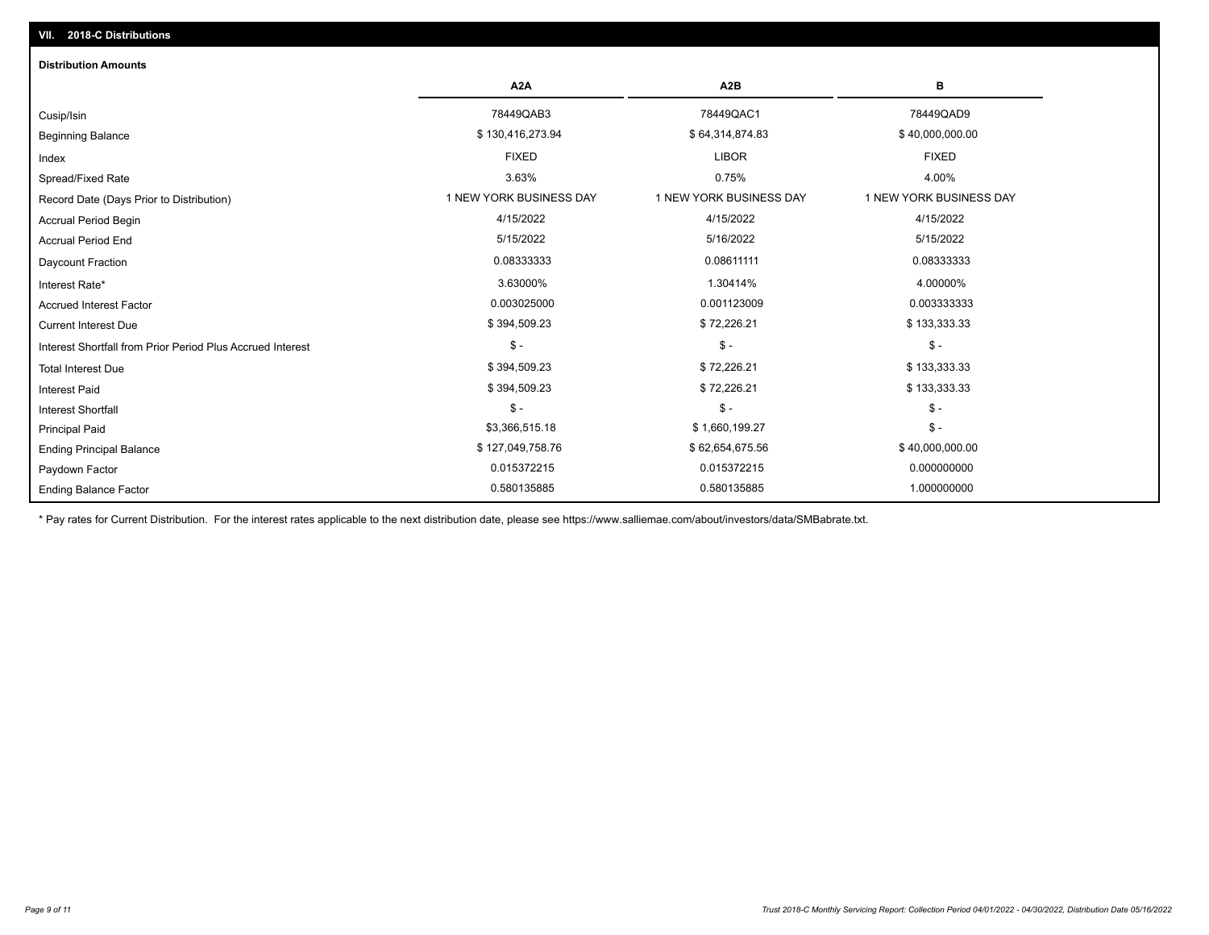## VII. 2018-C Distributions

### Distribution Amounts

| | A2A | A2B | B |
|---|---|---|---|
| Cusip/Isin | 78449QAB3 | 78449QAC1 | 78449QAD9 |
| Beginning Balance | $ 130,416,273.94 | $ 64,314,874.83 | $ 40,000,000.00 |
| Index | FIXED | LIBOR | FIXED |
| Spread/Fixed Rate | 3.63% | 0.75% | 4.00% |
| Record Date (Days Prior to Distribution) | 1 NEW YORK BUSINESS DAY | 1 NEW YORK BUSINESS DAY | 1 NEW YORK BUSINESS DAY |
| Accrual Period Begin | 4/15/2022 | 4/15/2022 | 4/15/2022 |
| Accrual Period End | 5/15/2022 | 5/16/2022 | 5/15/2022 |
| Daycount Fraction | 0.08333333 | 0.08611111 | 0.08333333 |
| Interest Rate* | 3.63000% | 1.30414% | 4.00000% |
| Accrued Interest Factor | 0.003025000 | 0.001123009 | 0.003333333 |
| Current Interest Due | $ 394,509.23 | $ 72,226.21 | $ 133,333.33 |
| Interest Shortfall from Prior Period Plus Accrued Interest | $ - | $ - | $ - |
| Total Interest Due | $ 394,509.23 | $ 72,226.21 | $ 133,333.33 |
| Interest Paid | $ 394,509.23 | $ 72,226.21 | $ 133,333.33 |
| Interest Shortfall | $ - | $ - | $ - |
| Principal Paid | $3,366,515.18 | $ 1,660,199.27 | $ - |
| Ending Principal Balance | $ 127,049,758.76 | $ 62,654,675.56 | $ 40,000,000.00 |
| Paydown Factor | 0.015372215 | 0.015372215 | 0.000000000 |
| Ending Balance Factor | 0.580135885 | 0.580135885 | 1.000000000 |

* Pay rates for Current Distribution. For the interest rates applicable to the next distribution date, please see https://www.salliemae.com/about/investors/data/SMBabrate.txt.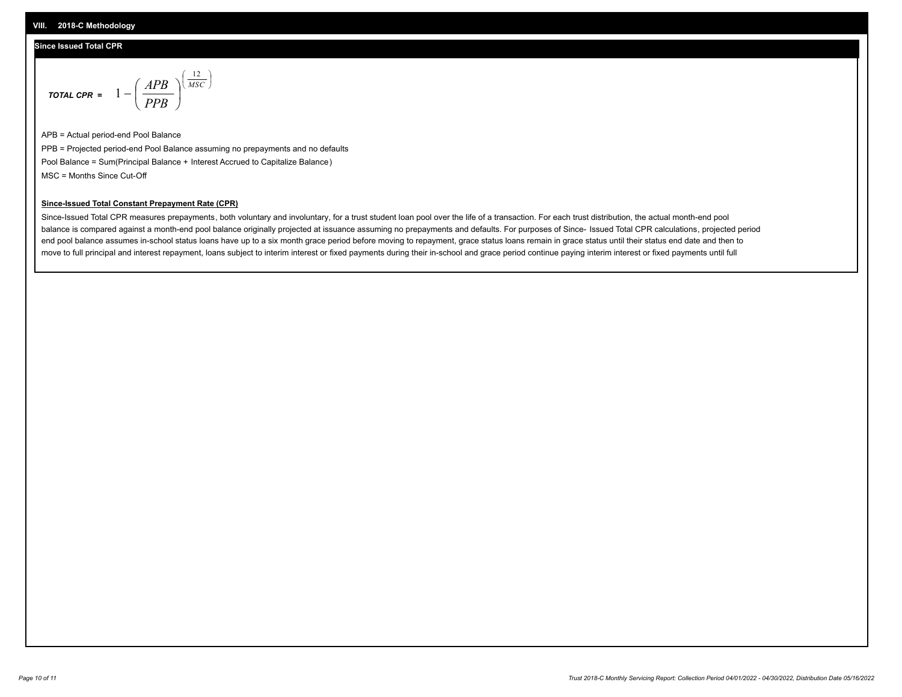## VIII. 2018-C Methodology

### Since Issued Total CPR

$$\textbf{TOTAL CPR} = 1 - \left( \frac{APB}{PPB} \right)^{\left( \frac{12}{MSC} \right)}$$

APB = Actual period-end Pool Balance

PPB = Projected period-end Pool Balance assuming no prepayments and no defaults

Pool Balance = Sum(Principal Balance + Interest Accrued to Capitalize Balance)

MSC = Months Since Cut-Off

**Since-Issued Total Constant Prepayment Rate (CPR)**

Since-Issued Total CPR measures prepayments, both voluntary and involuntary, for a trust student loan pool over the life of a transaction. For each trust distribution, the actual month-end pool balance is compared against a month-end pool balance originally projected at issuance assuming no prepayments and defaults. For purposes of Since- Issued Total CPR calculations, projected period end pool balance assumes in-school status loans have up to a six month grace period before moving to repayment, grace status loans remain in grace status until their status end date and then to move to full principal and interest repayment, loans subject to interim interest or fixed payments during their in-school and grace period continue paying interim interest or fixed payments until full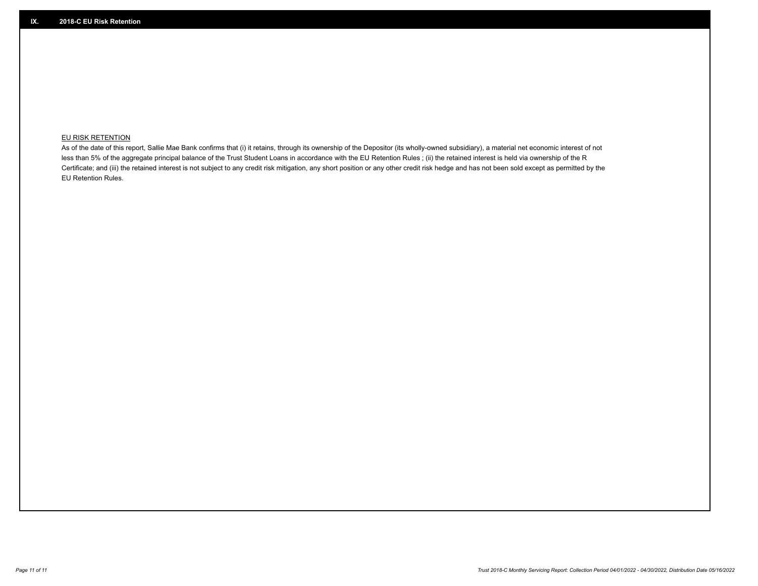## IX. 2018-C EU Risk Retention

EU RISK RETENTION

As of the date of this report, Sallie Mae Bank confirms that (i) it retains, through its ownership of the Depositor (its wholly-owned subsidiary), a material net economic interest of not less than 5% of the aggregate principal balance of the Trust Student Loans in accordance with the EU Retention Rules ; (ii) the retained interest is held via ownership of the R Certificate; and (iii) the retained interest is not subject to any credit risk mitigation, any short position or any other credit risk hedge and has not been sold except as permitted by the EU Retention Rules.